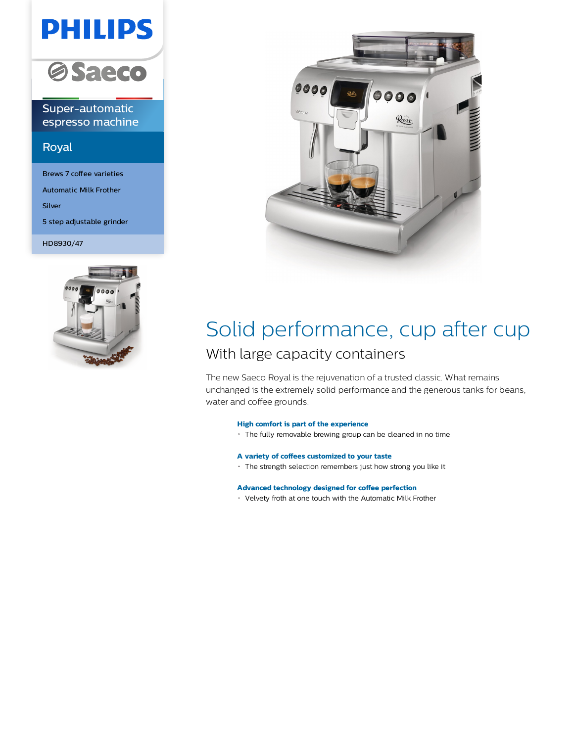PHILIPS

Saeco

Super-automatic espresso machine

## Royal

- Brews 7 coffee varieties
- Automatic Milk Frother
- Silver
- 5 step adjustable grinder

HD8930/47

# Solid performance, cup after cup

## With large capacity containers

The new Saeco Royal is the rejuvenation of a trusted classic. What remains unchanged is the extremely solid performance and the generous tanks for beans, water and coffee grounds.

**High comfort is part of the experience**

- The fully removable brewing group can be cleaned in no time

**A variety of coffees customized to your taste**

- The strength selection remembers just how strong you like it

**Advanced technology designed for coffee perfection**

- Velvety froth at one touch with the Automatic Milk Frother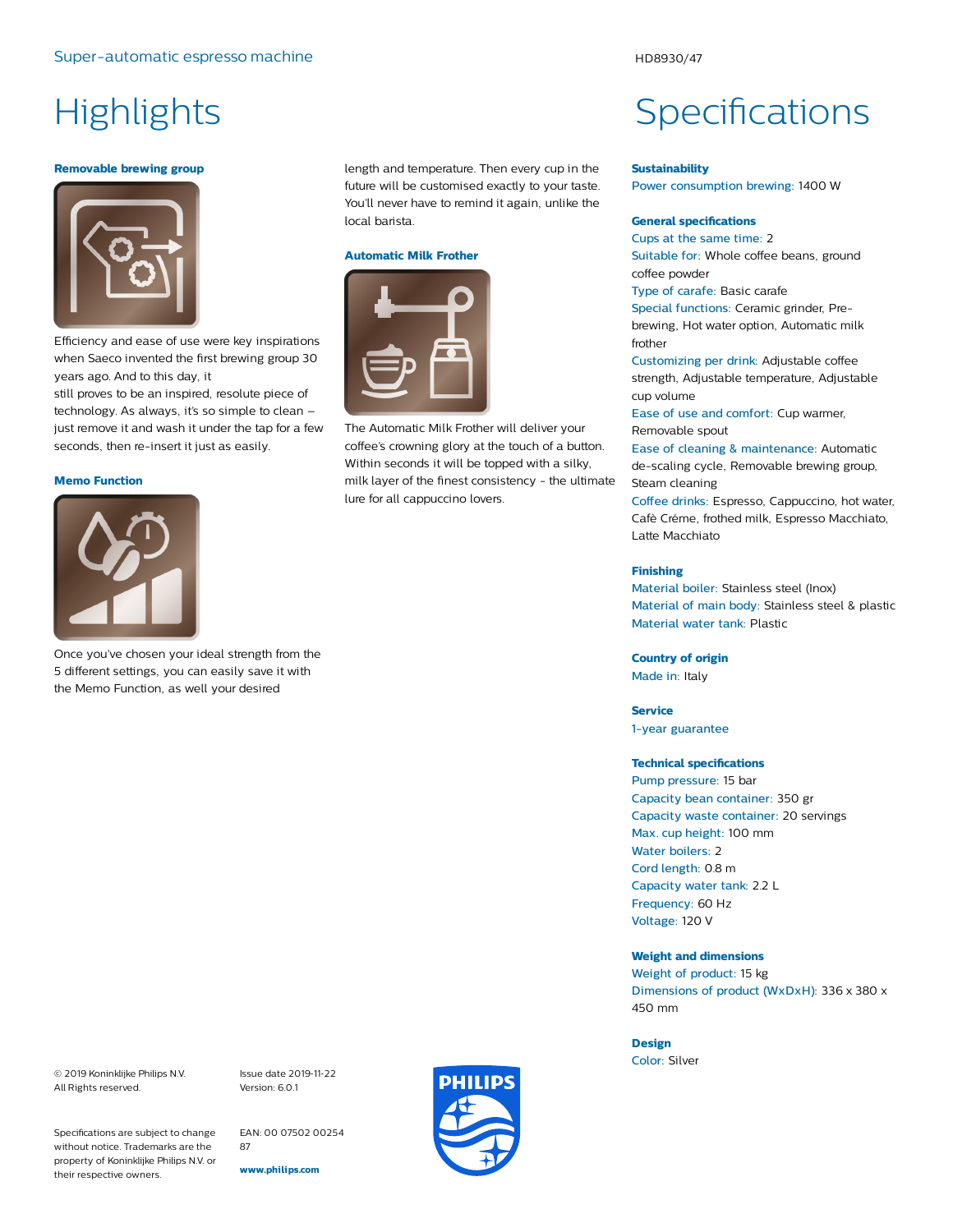Super-automatic espresso machine

HD8930/47

# Highlights

### Removable brewing group

Efficiency and ease of use were key inspirations when Saeco invented the first brewing group 30 years ago. And to this day, it
still proves to be an inspired, resolute piece of technology. As always, it's so simple to clean – just remove it and wash it under the tap for a few seconds, then re-insert it just as easily.

### Memo Function

Once you've chosen your ideal strength from the 5 different settings, you can easily save it with the Memo Function, as well your desired length and temperature. Then every cup in the future will be customised exactly to your taste. You'll never have to remind it again, unlike the local barista.

### Automatic Milk Frother

The Automatic Milk Frother will deliver your coffee's crowning glory at the touch of a button. Within seconds it will be topped with a silky, milk layer of the finest consistency - the ultimate lure for all cappuccino lovers.

# Specifications

### Sustainability

- Power consumption brewing: 1400 W

### General specifications

- Cups at the same time: 2
- Suitable for: Whole coffee beans, ground coffee powder
- Type of carafe: Basic carafe
- Special functions: Ceramic grinder, Pre-brewing, Hot water option, Automatic milk frother
- Customizing per drink: Adjustable coffee strength, Adjustable temperature, Adjustable cup volume
- Ease of use and comfort: Cup warmer, Removable spout
- Ease of cleaning & maintenance: Automatic de-scaling cycle, Removable brewing group, Steam cleaning
- Coffee drinks: Espresso, Cappuccino, hot water, Cafè Créme, frothed milk, Espresso Macchiato, Latte Macchiato

### Finishing

- Material boiler: Stainless steel (Inox)
- Material of main body: Stainless steel & plastic
- Material water tank: Plastic

### Country of origin

- Made in: Italy

### Service

- 1-year guarantee

### Technical specifications

- Pump pressure: 15 bar
- Capacity bean container: 350 gr
- Capacity waste container: 20 servings
- Max. cup height: 100 mm
- Water boilers: 2
- Cord length: 0.8 m
- Capacity water tank: 2.2 L
- Frequency: 60 Hz
- Voltage: 120 V

### Weight and dimensions

- Weight of product: 15 kg
- Dimensions of product (WxDxH): 336 x 380 x 450 mm

### Design

- Color: Silver

© 2019 Koninklijke Philips N.V.
All Rights reserved.

Specifications are subject to change without notice. Trademarks are the property of Koninklijke Philips N.V. or their respective owners.

Issue date 2019-11-22
Version: 6.0.1

EAN: 00 07502 00254 87

www.philips.com